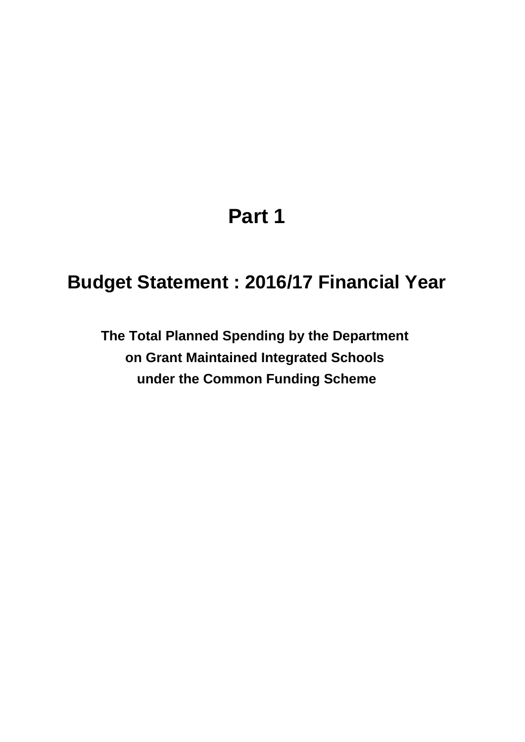# Part 1

## Budget Statement : 2016/17 Financial Year

**The Total Planned Spending by the Department on Grant Maintained Integrated Schools under the Common Funding Scheme**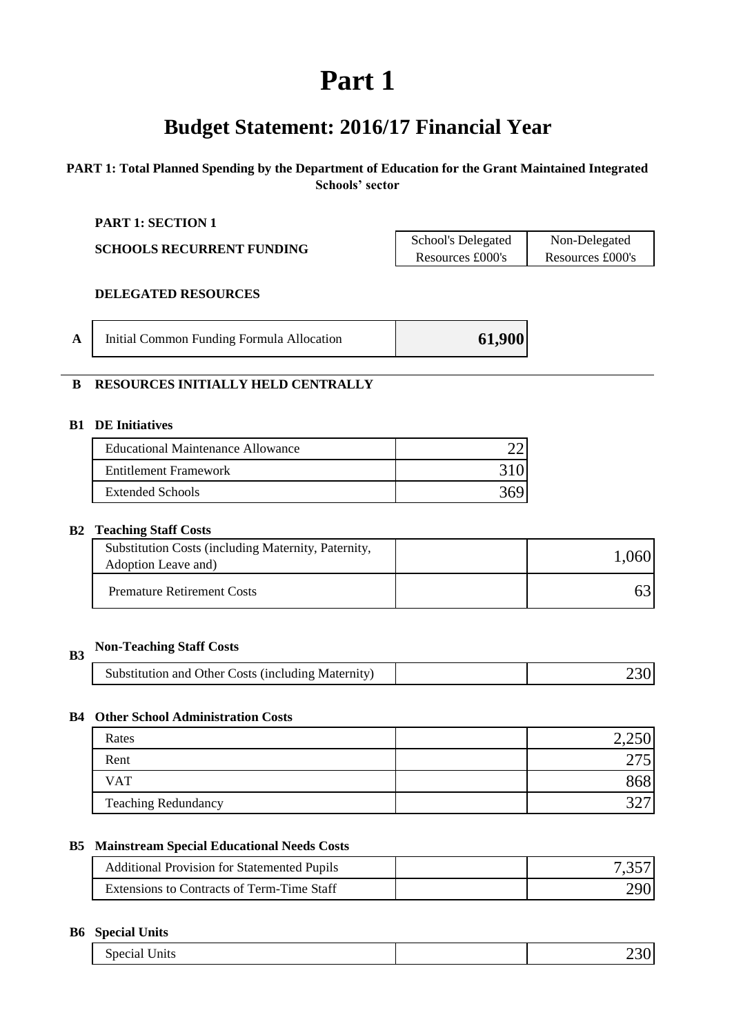# Part 1

## Budget Statement: 2016/17 Financial Year

**PART 1: Total Planned Spending by the Department of Education for the Grant Maintained Integrated Schools' sector**

**PART 1: SECTION 1**

| **SCHOOLS RECURRENT FUNDING** | School's Delegated Resources £000's | Non-Delegated Resources £000's |
|---|---|---|
| **DELEGATED RESOURCES** | | |
| **A** Initial Common Funding Formula Allocation | **61,900** | |

**B RESOURCES INITIALLY HELD CENTRALLY**

**B1 DE Initiatives**

| | School's Delegated Resources £000's | Non-Delegated Resources £000's |
|---|---|---|
| Educational Maintenance Allowance | 22 | |
| Entitlement Framework | 310 | |
| Extended Schools | 369 | |

**B2 Teaching Staff Costs**

| | School's Delegated Resources £000's | Non-Delegated Resources £000's |
|---|---|---|
| Substitution Costs (including Maternity, Paternity, Adoption Leave and) | | 1,060 |
| Premature Retirement Costs | | 63 |

**B3 Non-Teaching Staff Costs**

| | School's Delegated Resources £000's | Non-Delegated Resources £000's |
|---|---|---|
| Substitution and Other Costs (including Maternity) | | 230 |

**B4 Other School Administration Costs**

| | School's Delegated Resources £000's | Non-Delegated Resources £000's |
|---|---|---|
| Rates | | 2,250 |
| Rent | | 275 |
| VAT | | 868 |
| Teaching Redundancy | | 327 |

**B5 Mainstream Special Educational Needs Costs**

| | School's Delegated Resources £000's | Non-Delegated Resources £000's |
|---|---|---|
| Additional Provision for Statemented Pupils | | 7,357 |
| Extensions to Contracts of Term-Time Staff | | 290 |

**B6 Special Units**

| | School's Delegated Resources £000's | Non-Delegated Resources £000's |
|---|---|---|
| Special Units | | 230 |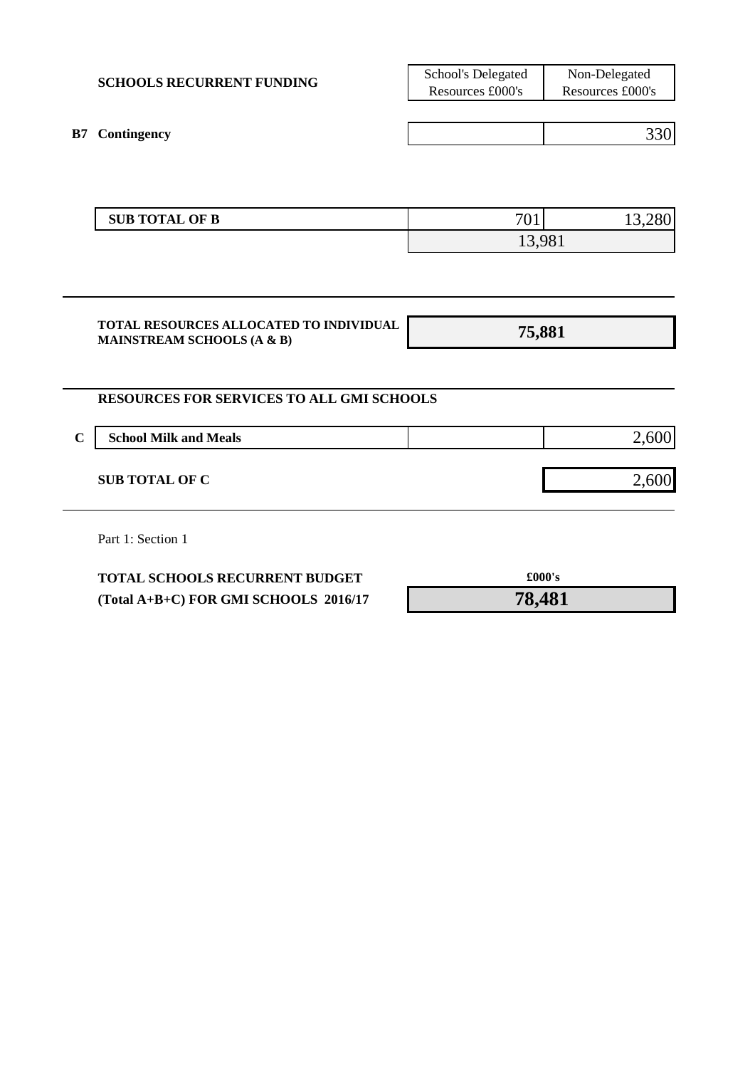| | SCHOOLS RECURRENT FUNDING | School's Delegated Resources £000's | Non-Delegated Resources £000's |
|---|---|---|---|
| B7 | Contingency | | 330 |
| | SUB TOTAL OF B | 701 | 13,280 |
| | | 13,981 | |

| | | |
|---|---|---|
| | TOTAL RESOURCES ALLOCATED TO INDIVIDUAL MAINSTREAM SCHOOLS (A & B) | **75,881** |

**RESOURCES FOR SERVICES TO ALL GMI SCHOOLS**

| | | | |
|---|---|---|---|
| C | School Milk and Meals | | 2,600 |
| | SUB TOTAL OF C | | 2,600 |

Part 1: Section 1

| | £000's |
|---|---|
| **TOTAL SCHOOLS RECURRENT BUDGET (Total A+B+C) FOR GMI SCHOOLS 2016/17** | **78,481** |